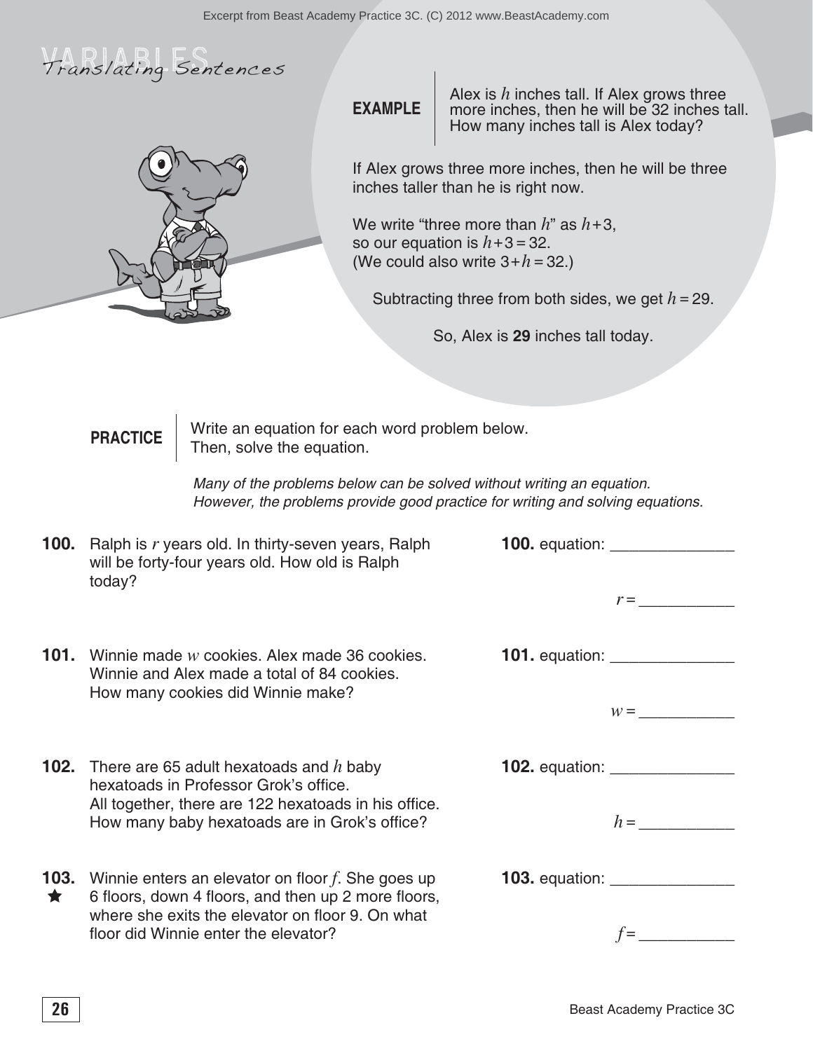# VARIABLES

## Translating Sentences

**EXAMPLE**

Alex is $h$ inches tall. If Alex grows three more inches, then he will be 32 inches tall. How many inches tall is Alex today?

If Alex grows three more inches, then he will be three inches taller than he is right now.

We write "three more than $h$" as $h+3$, so our equation is $h+3=32$. (We could also write $3+h=32$.)

Subtracting three from both sides, we get $h=29$.

So, Alex is **29** inches tall today.

**PRACTICE**

Write an equation for each word problem below. Then, solve the equation.

*Many of the problems below can be solved without writing an equation. However, the problems provide good practice for writing and solving equations.*

**100.** Ralph is $r$ years old. In thirty-seven years, Ralph will be forty-four years old. How old is Ralph today?

**100.** equation: ______________

$r =$ ___________

**101.** Winnie made $w$ cookies. Alex made 36 cookies. Winnie and Alex made a total of 84 cookies. How many cookies did Winnie make?

**101.** equation: ______________

$w =$ ___________

**102.** There are 65 adult hexatoads and $h$ baby hexatoads in Professor Grok's office. All together, there are 122 hexatoads in his office. How many baby hexatoads are in Grok's office?

**102.** equation: ______________

$h =$ ___________

**103.** ★ Winnie enters an elevator on floor $f$. She goes up 6 floors, down 4 floors, and then up 2 more floors, where she exits the elevator on floor 9. On what floor did Winnie enter the elevator?

**103.** equation: ______________

$f =$ ___________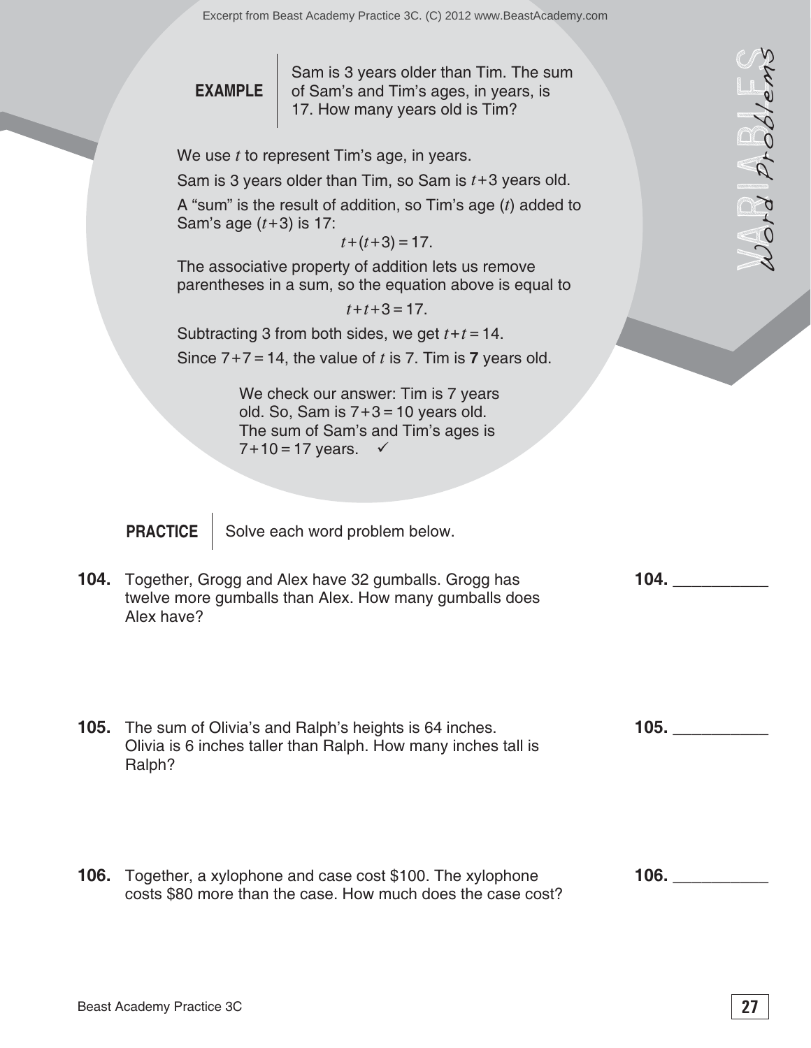# VARIABLES
## Word Problems

**EXAMPLE**

Sam is 3 years older than Tim. The sum of Sam's and Tim's ages, in years, is 17. How many years old is Tim?

We use $t$ to represent Tim's age, in years.

Sam is 3 years older than Tim, so Sam is $t+3$ years old.

A "sum" is the result of addition, so Tim's age ($t$) added to Sam's age ($t+3$) is 17:

$$t+(t+3)=17.$$

The associative property of addition lets us remove parentheses in a sum, so the equation above is equal to

$$t+t+3=17.$$

Subtracting 3 from both sides, we get $t+t=14$.

Since $7+7=14$, the value of $t$ is 7. Tim is **7** years old.

We check our answer: Tim is 7 years old. So, Sam is $7+3=10$ years old. The sum of Sam's and Tim's ages is $7+10=17$ years. ✓

**PRACTICE** Solve each word problem below.

**104.** Together, Grogg and Alex have 32 gumballs. Grogg has twelve more gumballs than Alex. How many gumballs does Alex have?

**104.** ___________

**105.** The sum of Olivia's and Ralph's heights is 64 inches. Olivia is 6 inches taller than Ralph. How many inches tall is Ralph?

**105.** ___________

**106.** Together, a xylophone and case cost \$100. The xylophone costs \$80 more than the case. How much does the case cost?

**106.** ___________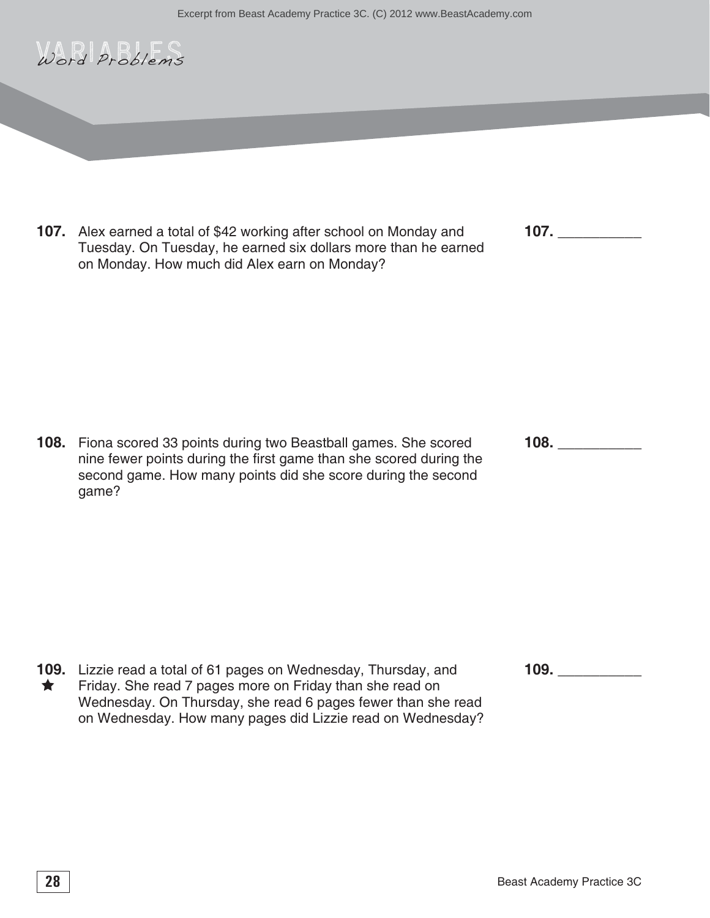# VARIABLES
## *Word Problems*

**107.** Alex earned a total of $42 working after school on Monday and Tuesday. On Tuesday, he earned six dollars more than he earned on Monday. How much did Alex earn on Monday?

**107.** __________

**108.** Fiona scored 33 points during two Beastball games. She scored nine fewer points during the first game than she scored during the second game. How many points did she score during the second game?

**108.** __________

**109.** ★ Lizzie read a total of 61 pages on Wednesday, Thursday, and Friday. She read 7 pages more on Friday than she read on Wednesday. On Thursday, she read 6 pages fewer than she read on Wednesday. How many pages did Lizzie read on Wednesday?

**109.** __________